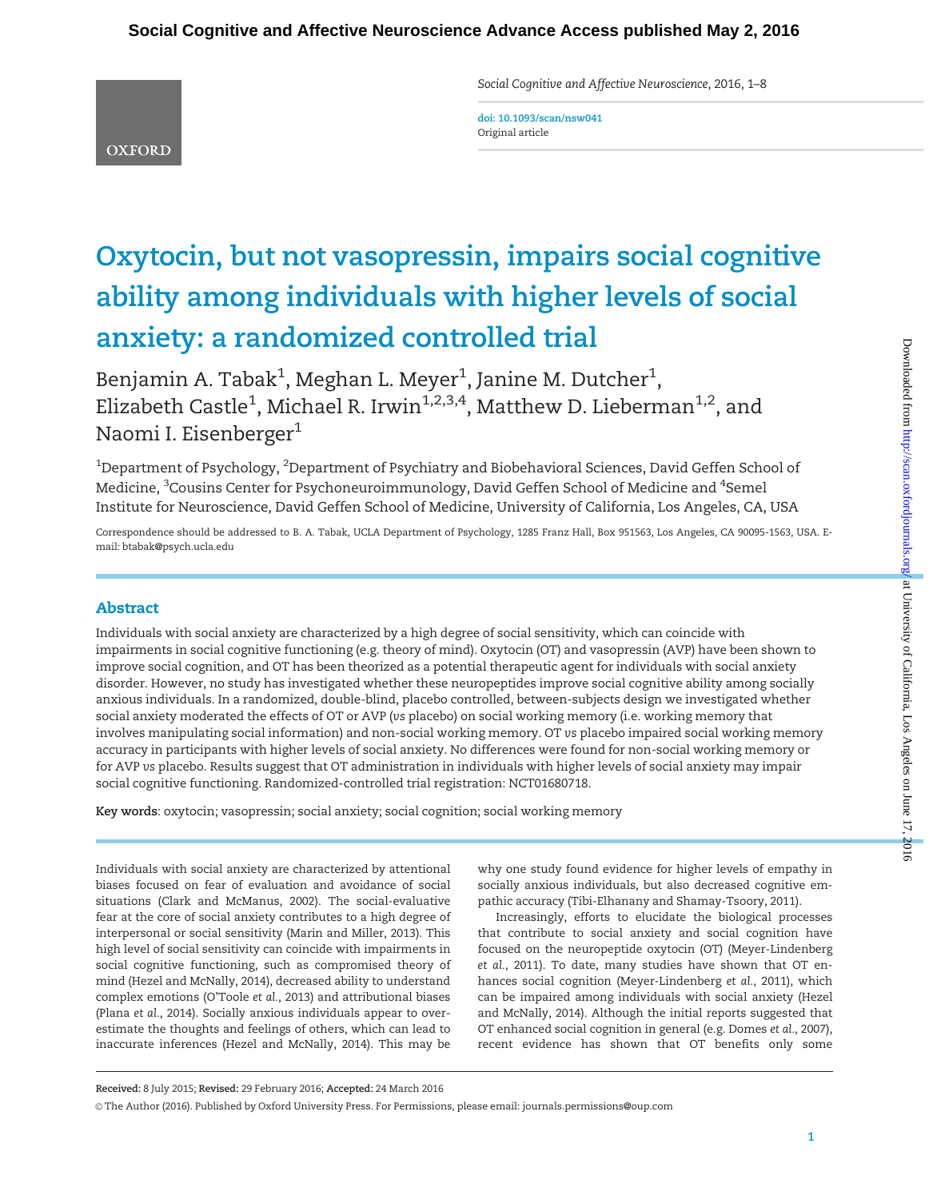# Oxytocin, but not vasopressin, impairs social cognitive ability among individuals with higher levels of social anxiety: a randomized controlled trial

Benjamin A. Tabak[1], Meghan L. Meyer[1], Janine M. Dutcher[1], Elizabeth Castle[1], Michael R. Irwin[1,2,3,4], Matthew D. Lieberman[1,2], and Naomi I. Eisenberger[1]

[1]Department of Psychology, [2]Department of Psychiatry and Biobehavioral Sciences, David Geffen School of Medicine, [3]Cousins Center for Psychoneuroimmunology, David Geffen School of Medicine and [4]Semel Institute for Neuroscience, David Geffen School of Medicine, University of California, Los Angeles, CA, USA

Correspondence should be addressed to B. A. Tabak, UCLA Department of Psychology, 1285 Franz Hall, Box 951563, Los Angeles, CA 90095-1563, USA. E-mail: btabak@psych.ucla.edu

## Abstract

Individuals with social anxiety are characterized by a high degree of social sensitivity, which can coincide with impairments in social cognitive functioning (e.g. theory of mind). Oxytocin (OT) and vasopressin (AVP) have been shown to improve social cognition, and OT has been theorized as a potential therapeutic agent for individuals with social anxiety disorder. However, no study has investigated whether these neuropeptides improve social cognitive ability among socially anxious individuals. In a randomized, double-blind, placebo controlled, between-subjects design we investigated whether social anxiety moderated the effects of OT or AVP (*vs* placebo) on social working memory (i.e. working memory that involves manipulating social information) and non-social working memory. OT *vs* placebo impaired social working memory accuracy in participants with higher levels of social anxiety. No differences were found for non-social working memory or for AVP *vs* placebo. Results suggest that OT administration in individuals with higher levels of social anxiety may impair social cognitive functioning. Randomized-controlled trial registration: NCT01680718.

**Key words**: oxytocin; vasopressin; social anxiety; social cognition; social working memory

Individuals with social anxiety are characterized by attentional biases focused on fear of evaluation and avoidance of social situations (Clark and McManus, 2002). The social-evaluative fear at the core of social anxiety contributes to a high degree of interpersonal or social sensitivity (Marin and Miller, 2013). This high level of social sensitivity can coincide with impairments in social cognitive functioning, such as compromised theory of mind (Hezel and McNally, 2014), decreased ability to understand complex emotions (O'Toole *et al.*, 2013) and attributional biases (Plana *et al.*, 2014). Socially anxious individuals appear to overestimate the thoughts and feelings of others, which can lead to inaccurate inferences (Hezel and McNally, 2014). This may be why one study found evidence for higher levels of empathy in socially anxious individuals, but also decreased cognitive empathic accuracy (Tibi-Elhanany and Shamay-Tsoory, 2011).

Increasingly, efforts to elucidate the biological processes that contribute to social anxiety and social cognition have focused on the neuropeptide oxytocin (OT) (Meyer-Lindenberg *et al.*, 2011). To date, many studies have shown that OT enhances social cognition (Meyer-Lindenberg *et al.*, 2011), which can be impaired among individuals with social anxiety (Hezel and McNally, 2014). Although the initial reports suggested that OT enhanced social cognition in general (e.g. Domes *et al.*, 2007), recent evidence has shown that OT benefits only some

**Received:** 8 July 2015; **Revised:** 29 February 2016; **Accepted:** 24 March 2016

© The Author (2016). Published by Oxford University Press. For Permissions, please email: journals.permissions@oup.com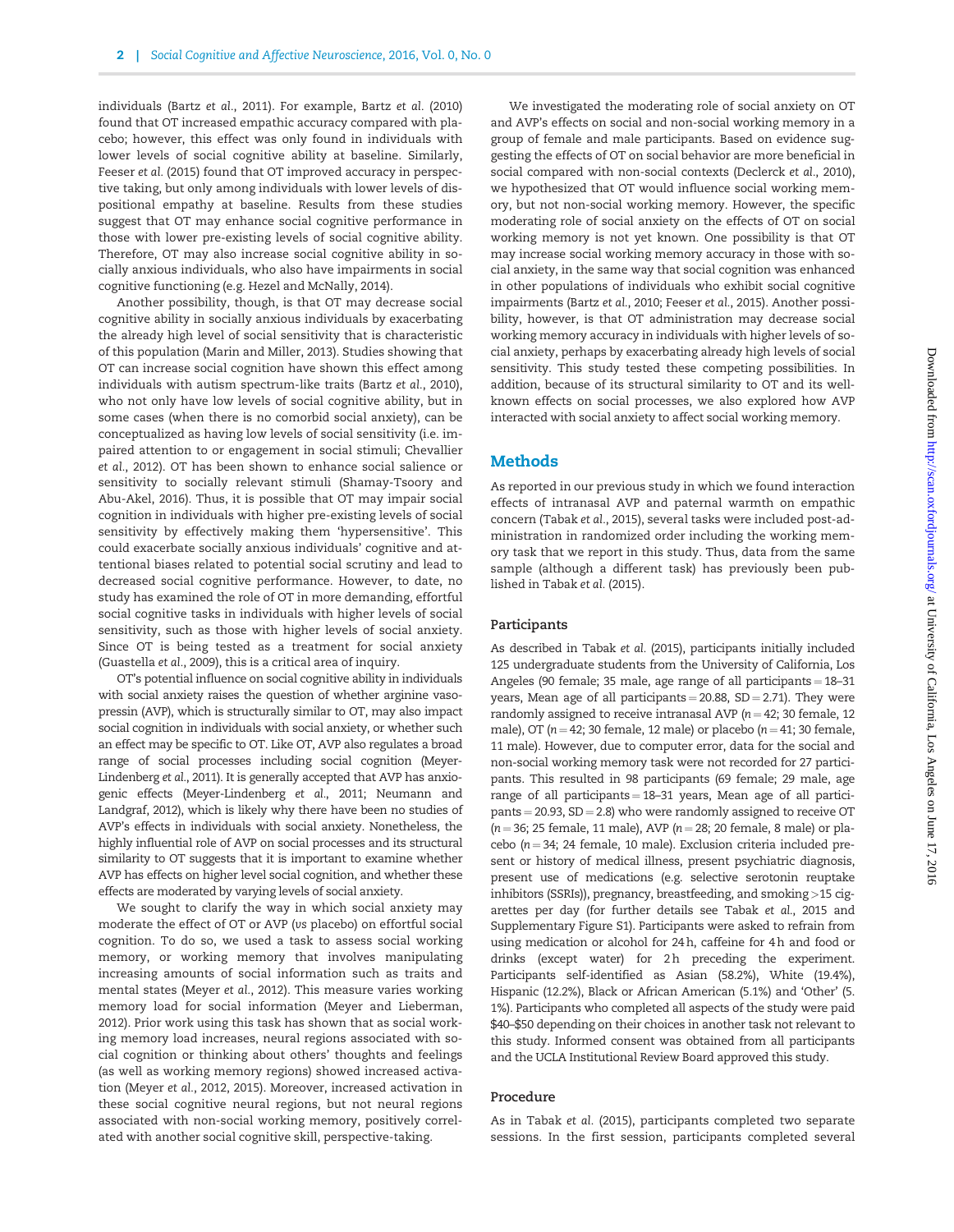individuals (Bartz *et al.*, 2011). For example, Bartz *et al.* (2010) found that OT increased empathic accuracy compared with placebo; however, this effect was only found in individuals with lower levels of social cognitive ability at baseline. Similarly, Feeser *et al.* (2015) found that OT improved accuracy in perspective taking, but only among individuals with lower levels of dispositional empathy at baseline. Results from these studies suggest that OT may enhance social cognitive performance in those with lower pre-existing levels of social cognitive ability. Therefore, OT may also increase social cognitive ability in socially anxious individuals, who also have impairments in social cognitive functioning (e.g. Hezel and McNally, 2014).

Another possibility, though, is that OT may decrease social cognitive ability in socially anxious individuals by exacerbating the already high level of social sensitivity that is characteristic of this population (Marin and Miller, 2013). Studies showing that OT can increase social cognition have shown this effect among individuals with autism spectrum-like traits (Bartz *et al.*, 2010), who not only have low levels of social cognitive ability, but in some cases (when there is no comorbid social anxiety), can be conceptualized as having low levels of social sensitivity (i.e. impaired attention to or engagement in social stimuli; Chevallier *et al.*, 2012). OT has been shown to enhance social salience or sensitivity to socially relevant stimuli (Shamay-Tsoory and Abu-Akel, 2016). Thus, it is possible that OT may impair social cognition in individuals with higher pre-existing levels of social sensitivity by effectively making them 'hypersensitive'. This could exacerbate socially anxious individuals' cognitive and attentional biases related to potential social scrutiny and lead to decreased social cognitive performance. However, to date, no study has examined the role of OT in more demanding, effortful social cognitive tasks in individuals with higher levels of social sensitivity, such as those with higher levels of social anxiety. Since OT is being tested as a treatment for social anxiety (Guastella *et al.*, 2009), this is a critical area of inquiry.

OT's potential influence on social cognitive ability in individuals with social anxiety raises the question of whether arginine vasopressin (AVP), which is structurally similar to OT, may also impact social cognition in individuals with social anxiety, or whether such an effect may be specific to OT. Like OT, AVP also regulates a broad range of social processes including social cognition (Meyer-Lindenberg *et al.*, 2011). It is generally accepted that AVP has anxiogenic effects (Meyer-Lindenberg *et al.*, 2011; Neumann and Landgraf, 2012), which is likely why there have been no studies of AVP's effects in individuals with social anxiety. Nonetheless, the highly influential role of AVP on social processes and its structural similarity to OT suggests that it is important to examine whether AVP has effects on higher level social cognition, and whether these effects are moderated by varying levels of social anxiety.

We sought to clarify the way in which social anxiety may moderate the effect of OT or AVP (*vs* placebo) on effortful social cognition. To do so, we used a task to assess social working memory, or working memory that involves manipulating increasing amounts of social information such as traits and mental states (Meyer *et al.*, 2012). This measure varies working memory load for social information (Meyer and Lieberman, 2012). Prior work using this task has shown that as social working memory load increases, neural regions associated with social cognition or thinking about others' thoughts and feelings (as well as working memory regions) showed increased activation (Meyer *et al.*, 2012, 2015). Moreover, increased activation in these social cognitive neural regions, but not neural regions associated with non-social working memory, positively correlated with another social cognitive skill, perspective-taking.

We investigated the moderating role of social anxiety on OT and AVP's effects on social and non-social working memory in a group of female and male participants. Based on evidence suggesting the effects of OT on social behavior are more beneficial in social compared with non-social contexts (Declerck *et al.*, 2010), we hypothesized that OT would influence social working memory, but not non-social working memory. However, the specific moderating role of social anxiety on the effects of OT on social working memory is not yet known. One possibility is that OT may increase social working memory accuracy in those with social anxiety, in the same way that social cognition was enhanced in other populations of individuals who exhibit social cognitive impairments (Bartz *et al.*, 2010; Feeser *et al.*, 2015). Another possibility, however, is that OT administration may decrease social working memory accuracy in individuals with higher levels of social anxiety, perhaps by exacerbating already high levels of social sensitivity. This study tested these competing possibilities. In addition, because of its structural similarity to OT and its well-known effects on social processes, we also explored how AVP interacted with social anxiety to affect social working memory.

## Methods

As reported in our previous study in which we found interaction effects of intranasal AVP and paternal warmth on empathic concern (Tabak *et al.*, 2015), several tasks were included post-administration in randomized order including the working memory task that we report in this study. Thus, data from the same sample (although a different task) has previously been published in Tabak *et al.* (2015).

### Participants

As described in Tabak *et al.* (2015), participants initially included 125 undergraduate students from the University of California, Los Angeles (90 female; 35 male, age range of all participants = 18–31 years, Mean age of all participants = 20.88, SD = 2.71). They were randomly assigned to receive intranasal AVP ($n = 42$; 30 female, 12 male), OT ($n = 42$; 30 female, 12 male) or placebo ($n = 41$; 30 female, 11 male). However, due to computer error, data for the social and non-social working memory task were not recorded for 27 participants. This resulted in 98 participants (69 female; 29 male, age range of all participants = 18–31 years, Mean age of all participants = 20.93, SD = 2.8) who were randomly assigned to receive OT ($n = 36$; 25 female, 11 male), AVP ($n = 28$; 20 female, 8 male) or placebo ($n = 34$; 24 female, 10 male). Exclusion criteria included present or history of medical illness, present psychiatric diagnosis, present use of medications (e.g. selective serotonin reuptake inhibitors (SSRIs)), pregnancy, breastfeeding, and smoking >15 cigarettes per day (for further details see Tabak *et al.*, 2015 and Supplementary Figure S1). Participants were asked to refrain from using medication or alcohol for 24 h, caffeine for 4 h and food or drinks (except water) for 2 h preceding the experiment. Participants self-identified as Asian (58.2%), White (19.4%), Hispanic (12.2%), Black or African American (5.1%) and 'Other' (5.1%). Participants who completed all aspects of the study were paid $40–$50 depending on their choices in another task not relevant to this study. Informed consent was obtained from all participants and the UCLA Institutional Review Board approved this study.

### Procedure

As in Tabak *et al.* (2015), participants completed two separate sessions. In the first session, participants completed several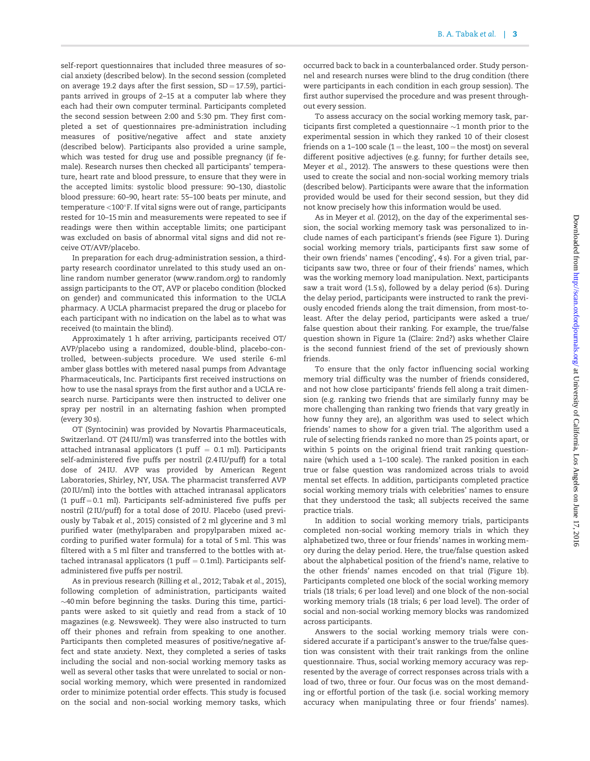self-report questionnaires that included three measures of social anxiety (described below). In the second session (completed on average 19.2 days after the first session, SD = 17.59), participants arrived in groups of 2–15 at a computer lab where they each had their own computer terminal. Participants completed the second session between 2:00 and 5:30 pm. They first completed a set of questionnaires pre-administration including measures of positive/negative affect and state anxiety (described below). Participants also provided a urine sample, which was tested for drug use and possible pregnancy (if female). Research nurses then checked all participants' temperature, heart rate and blood pressure, to ensure that they were in the accepted limits: systolic blood pressure: 90–130, diastolic blood pressure: 60–90, heart rate: 55–100 beats per minute, and temperature <100°F. If vital signs were out of range, participants rested for 10–15 min and measurements were repeated to see if readings were then within acceptable limits; one participant was excluded on basis of abnormal vital signs and did not receive OT/AVP/placebo.

In preparation for each drug-administration session, a third-party research coordinator unrelated to this study used an online random number generator (www.random.org) to randomly assign participants to the OT, AVP or placebo condition (blocked on gender) and communicated this information to the UCLA pharmacy. A UCLA pharmacist prepared the drug or placebo for each participant with no indication on the label as to what was received (to maintain the blind).

Approximately 1 h after arriving, participants received OT/AVP/placebo using a randomized, double-blind, placebo-controlled, between-subjects procedure. We used sterile 6-ml amber glass bottles with metered nasal pumps from Advantage Pharmaceuticals, Inc. Participants first received instructions on how to use the nasal sprays from the first author and a UCLA research nurse. Participants were then instructed to deliver one spray per nostril in an alternating fashion when prompted (every 30 s).

OT (Syntocinin) was provided by Novartis Pharmaceuticals, Switzerland. OT (24 IU/ml) was transferred into the bottles with attached intranasal applicators (1 puff = 0.1 ml). Participants self-administered five puffs per nostril (2.4 IU/puff) for a total dose of 24 IU. AVP was provided by American Regent Laboratories, Shirley, NY, USA. The pharmacist transferred AVP (20 IU/ml) into the bottles with attached intranasal applicators (1 puff = 0.1 ml). Participants self-administered five puffs per nostril (2 IU/puff) for a total dose of 20 IU. Placebo (used previously by Tabak *et al.*, 2015) consisted of 2 ml glycerine and 3 ml purified water (methylparaben and propylparaben mixed according to purified water formula) for a total of 5 ml. This was filtered with a 5 ml filter and transferred to the bottles with attached intranasal applicators (1 puff = 0.1ml). Participants self-administered five puffs per nostril.

As in previous research (Rilling *et al.*, 2012; Tabak *et al.*, 2015), following completion of administration, participants waited ~40 min before beginning the tasks. During this time, participants were asked to sit quietly and read from a stack of 10 magazines (e.g. Newsweek). They were also instructed to turn off their phones and refrain from speaking to one another. Participants then completed measures of positive/negative affect and state anxiety. Next, they completed a series of tasks including the social and non-social working memory tasks as well as several other tasks that were unrelated to social or non-social working memory, which were presented in randomized order to minimize potential order effects. This study is focused on the social and non-social working memory tasks, which occurred back to back in a counterbalanced order. Study personnel and research nurses were blind to the drug condition (there were participants in each condition in each group session). The first author supervised the procedure and was present throughout every session.

To assess accuracy on the social working memory task, participants first completed a questionnaire ~1 month prior to the experimental session in which they ranked 10 of their closest friends on a 1–100 scale (1 = the least, 100 = the most) on several different positive adjectives (e.g. funny; for further details see, Meyer *et al.*, 2012). The answers to these questions were then used to create the social and non-social working memory trials (described below). Participants were aware that the information provided would be used for their second session, but they did not know precisely how this information would be used.

As in Meyer *et al.* (2012), on the day of the experimental session, the social working memory task was personalized to include names of each participant's friends (see Figure 1). During social working memory trials, participants first saw some of their own friends' names ('encoding', 4 s). For a given trial, participants saw two, three or four of their friends' names, which was the working memory load manipulation. Next, participants saw a trait word (1.5 s), followed by a delay period (6 s). During the delay period, participants were instructed to rank the previously encoded friends along the trait dimension, from most-to-least. After the delay period, participants were asked a true/false question about their ranking. For example, the true/false question shown in Figure 1a (Claire: 2nd?) asks whether Claire is the second funniest friend of the set of previously shown friends.

To ensure that the only factor influencing social working memory trial difficulty was the number of friends considered, and not how close participants' friends fell along a trait dimension (e.g. ranking two friends that are similarly funny may be more challenging than ranking two friends that vary greatly in how funny they are), an algorithm was used to select which friends' names to show for a given trial. The algorithm used a rule of selecting friends ranked no more than 25 points apart, or within 5 points on the original friend trait ranking questionnaire (which used a 1–100 scale). The ranked position in each true or false question was randomized across trials to avoid mental set effects. In addition, participants completed practice social working memory trials with celebrities' names to ensure that they understood the task; all subjects received the same practice trials.

In addition to social working memory trials, participants completed non-social working memory trials in which they alphabetized two, three or four friends' names in working memory during the delay period. Here, the true/false question asked about the alphabetical position of the friend's name, relative to the other friends' names encoded on that trial (Figure 1b). Participants completed one block of the social working memory trials (18 trials; 6 per load level) and one block of the non-social working memory trials (18 trials; 6 per load level). The order of social and non-social working memory blocks was randomized across participants.

Answers to the social working memory trials were considered accurate if a participant's answer to the true/false question was consistent with their trait rankings from the online questionnaire. Thus, social working memory accuracy was represented by the average of correct responses across trials with a load of two, three or four. Our focus was on the most demanding or effortful portion of the task (i.e. social working memory accuracy when manipulating three or four friends' names).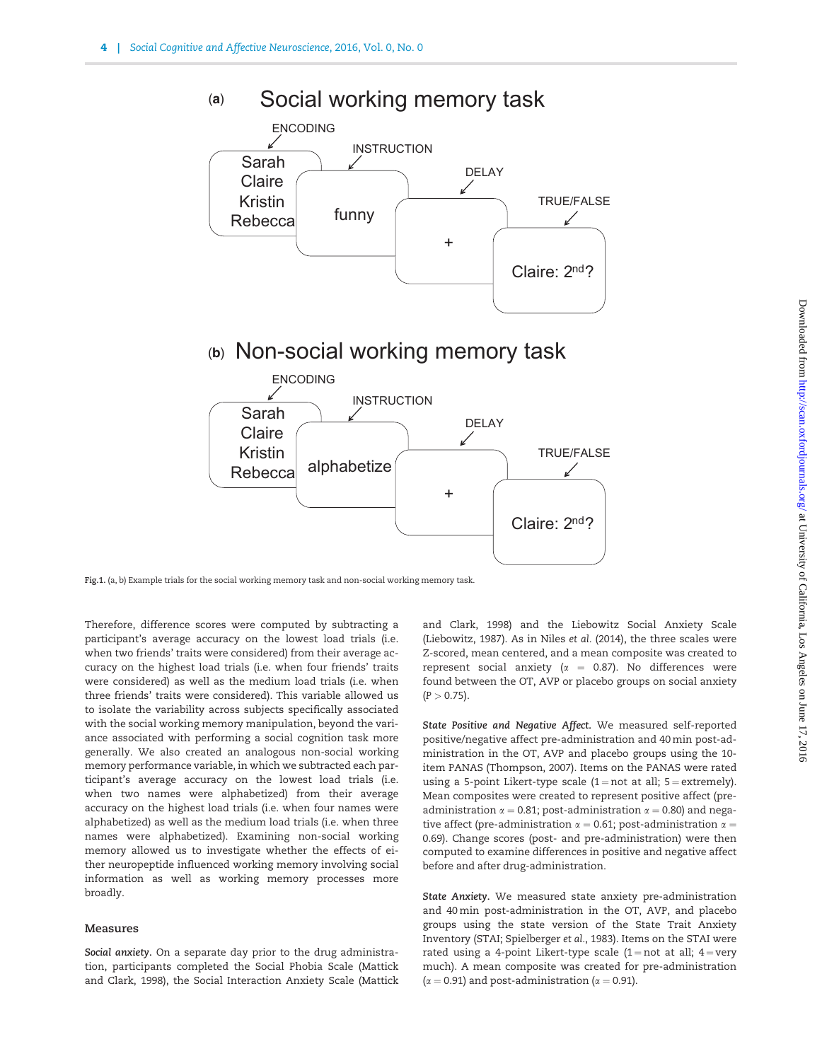# (a) Social working memory task

ENCODING → Sarah / Claire / Kristin / Rebecca

INSTRUCTION → funny

DELAY → +

TRUE/FALSE → Claire: 2nd?

# (b) Non-social working memory task

ENCODING → Sarah / Claire / Kristin / Rebecca

INSTRUCTION → alphabetize

DELAY → +

TRUE/FALSE → Claire: 2nd?

**Fig.1.** (a, b) Example trials for the social working memory task and non-social working memory task.

Therefore, difference scores were computed by subtracting a participant's average accuracy on the lowest load trials (i.e. when two friends' traits were considered) from their average accuracy on the highest load trials (i.e. when four friends' traits were considered) as well as the medium load trials (i.e. when three friends' traits were considered). This variable allowed us to isolate the variability across subjects specifically associated with the social working memory manipulation, beyond the variance associated with performing a social cognition task more generally. We also created an analogous non-social working memory performance variable, in which we subtracted each participant's average accuracy on the lowest load trials (i.e. when two names were alphabetized) from their average accuracy on the highest load trials (i.e. when four names were alphabetized) as well as the medium load trials (i.e. when three names were alphabetized). Examining non-social working memory allowed us to investigate whether the effects of either neuropeptide influenced working memory involving social information as well as working memory processes more broadly.

### Measures

*Social anxiety.* On a separate day prior to the drug administration, participants completed the Social Phobia Scale (Mattick and Clark, 1998), the Social Interaction Anxiety Scale (Mattick and Clark, 1998) and the Liebowitz Social Anxiety Scale (Liebowitz, 1987). As in Niles *et al.* (2014), the three scales were Z-scored, mean centered, and a mean composite was created to represent social anxiety ($\alpha = 0.87$). No differences were found between the OT, AVP or placebo groups on social anxiety ($P > 0.75$).

*State Positive and Negative Affect.* We measured self-reported positive/negative affect pre-administration and 40 min post-administration in the OT, AVP and placebo groups using the 10-item PANAS (Thompson, 2007). Items on the PANAS were rated using a 5-point Likert-type scale (1 = not at all; 5 = extremely). Mean composites were created to represent positive affect (pre-administration $\alpha = 0.81$; post-administration $\alpha = 0.80$) and negative affect (pre-administration $\alpha = 0.61$; post-administration $\alpha = 0.69$). Change scores (post- and pre-administration) were then computed to examine differences in positive and negative affect before and after drug-administration.

*State Anxiety.* We measured state anxiety pre-administration and 40 min post-administration in the OT, AVP, and placebo groups using the state version of the State Trait Anxiety Inventory (STAI; Spielberger *et al.*, 1983). Items on the STAI were rated using a 4-point Likert-type scale (1 = not at all; 4 = very much). A mean composite was created for pre-administration ($\alpha = 0.91$) and post-administration ($\alpha = 0.91$).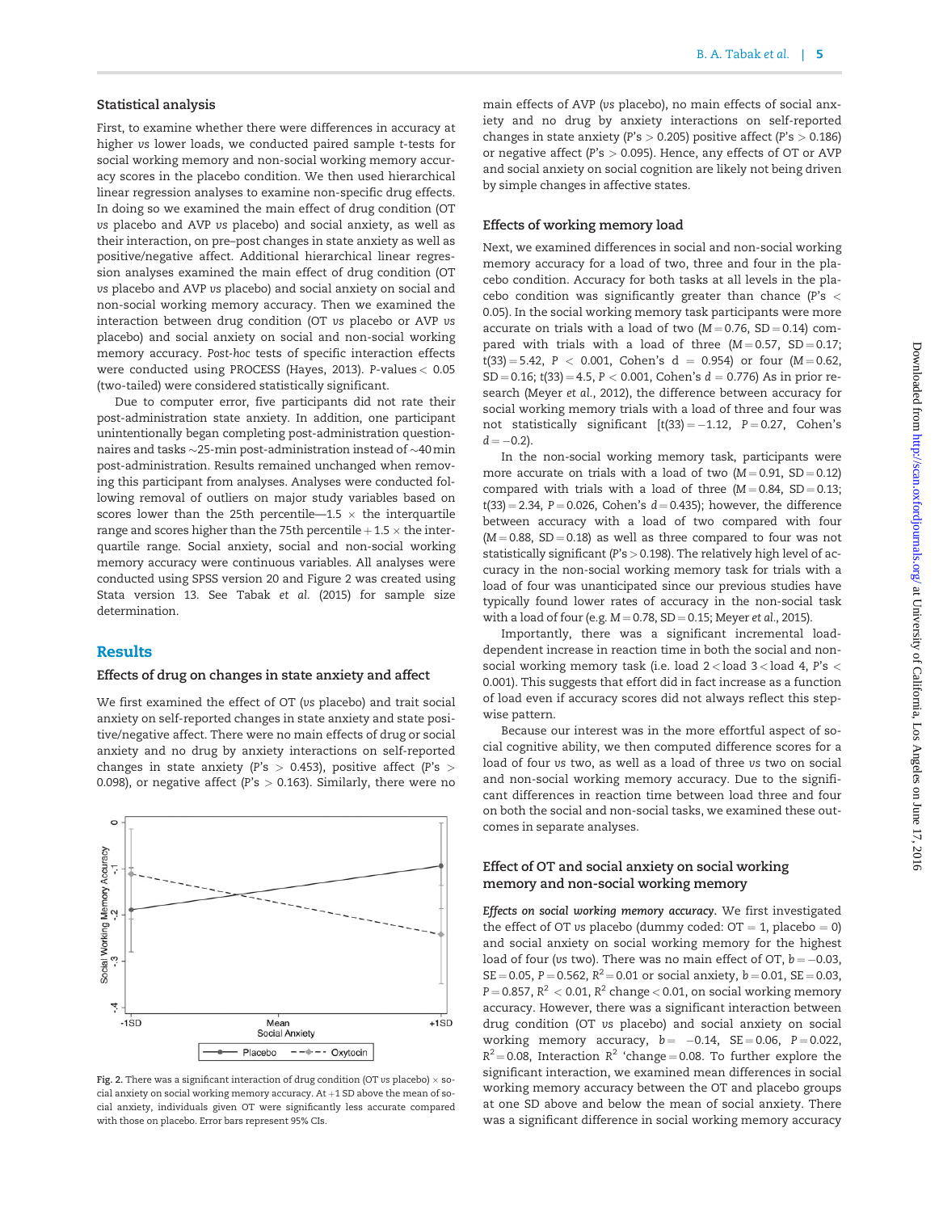### Statistical analysis

First, to examine whether there were differences in accuracy at higher *vs* lower loads, we conducted paired sample t-tests for social working memory and non-social working memory accuracy scores in the placebo condition. We then used hierarchical linear regression analyses to examine non-specific drug effects. In doing so we examined the main effect of drug condition (OT *vs* placebo and AVP *vs* placebo) and social anxiety, as well as their interaction, on pre–post changes in state anxiety as well as positive/negative affect. Additional hierarchical linear regression analyses examined the main effect of drug condition (OT *vs* placebo and AVP *vs* placebo) and social anxiety on social and non-social working memory accuracy. Then we examined the interaction between drug condition (OT *vs* placebo or AVP *vs* placebo) and social anxiety on social and non-social working memory accuracy. *Post-hoc* tests of specific interaction effects were conducted using PROCESS (Hayes, 2013). P-values < 0.05 (two-tailed) were considered statistically significant.

Due to computer error, five participants did not rate their post-administration state anxiety. In addition, one participant unintentionally began completing post-administration questionnaires and tasks ~25-min post-administration instead of ~40 min post-administration. Results remained unchanged when removing this participant from analyses. Analyses were conducted following removal of outliers on major study variables based on scores lower than the 25th percentile—1.5 × the interquartile range and scores higher than the 75th percentile + 1.5 × the interquartile range. Social anxiety, social and non-social working memory accuracy were continuous variables. All analyses were conducted using SPSS version 20 and Figure 2 was created using Stata version 13. See Tabak *et al.* (2015) for sample size determination.

## Results

### Effects of drug on changes in state anxiety and affect

We first examined the effect of OT (*vs* placebo) and trait social anxiety on self-reported changes in state anxiety and state positive/negative affect. There were no main effects of drug or social anxiety and no drug by anxiety interactions on self-reported changes in state anxiety (P's > 0.453), positive affect (P's > 0.098), or negative affect (P's > 0.163). Similarly, there were no main effects of AVP (*vs* placebo), no main effects of social anxiety and no drug by anxiety interactions on self-reported changes in state anxiety (P's > 0.205) positive affect (P's > 0.186) or negative affect (P's > 0.095). Hence, any effects of OT or AVP and social anxiety on social cognition are likely not being driven by simple changes in affective states.

Fig. 2. There was a significant interaction of drug condition (OT *vs* placebo) × social anxiety on social working memory accuracy. At +1 SD above the mean of social anxiety, individuals given OT were significantly less accurate compared with those on placebo. Error bars represent 95% CIs.

### Effects of working memory load

Next, we examined differences in social and non-social working memory accuracy for a load of two, three and four in the placebo condition. Accuracy for both tasks at all levels in the placebo condition was significantly greater than chance (P's < 0.05). In the social working memory task participants were more accurate on trials with a load of two (M = 0.76, SD = 0.14) compared with trials with a load of three (M = 0.57, SD = 0.17; $t(33) = 5.42$, $P < 0.001$, Cohen's d = 0.954) or four (M = 0.62, SD = 0.16; $t(33) = 4.5$, $P < 0.001$, Cohen's $d = 0.776$) As in prior research (Meyer *et al.*, 2012), the difference between accuracy for social working memory trials with a load of three and four was not statistically significant [$t(33) = -1.12$, $P = 0.27$, Cohen's $d = -0.2$).

In the non-social working memory task, participants were more accurate on trials with a load of two (M = 0.91, SD = 0.12) compared with trials with a load of three (M = 0.84, SD = 0.13; $t(33) = 2.34$, $P = 0.026$, Cohen's $d = 0.435$); however, the difference between accuracy with a load of two compared with four (M = 0.88, SD = 0.18) as well as three compared to four was not statistically significant (P's > 0.198). The relatively high level of accuracy in the non-social working memory task for trials with a load of four was unanticipated since our previous studies have typically found lower rates of accuracy in the non-social task with a load of four (e.g. M = 0.78, SD = 0.15; Meyer *et al.*, 2015).

Importantly, there was a significant incremental load-dependent increase in reaction time in both the social and non-social working memory task (i.e. load 2 < load 3 < load 4, P's < 0.001). This suggests that effort did in fact increase as a function of load even if accuracy scores did not always reflect this stepwise pattern.

Because our interest was in the more effortful aspect of social cognitive ability, we then computed difference scores for a load of four *vs* two, as well as a load of three *vs* two on social and non-social working memory accuracy. Due to the significant differences in reaction time between load three and four on both the social and non-social tasks, we examined these outcomes in separate analyses.

### Effect of OT and social anxiety on social working memory and non-social working memory

***Effects on social working memory accuracy.*** We first investigated the effect of OT *vs* placebo (dummy coded: OT = 1, placebo = 0) and social anxiety on social working memory for the highest load of four (*vs* two). There was no main effect of OT, $b = -0.03$, SE = 0.05, $P = 0.562$, $R^2 = 0.01$ or social anxiety, $b = 0.01$, SE = 0.03, $P = 0.857$, $R^2 < 0.01$, $R^2$ change < 0.01, on social working memory accuracy. However, there was a significant interaction between drug condition (OT *vs* placebo) and social anxiety on social working memory accuracy, $b = -0.14$, SE = 0.06, $P = 0.022$, $R^2 = 0.08$, Interaction $R^2$ 'change = 0.08. To further explore the significant interaction, we examined mean differences in social working memory accuracy between the OT and placebo groups at one SD above and below the mean of social anxiety. There was a significant difference in social working memory accuracy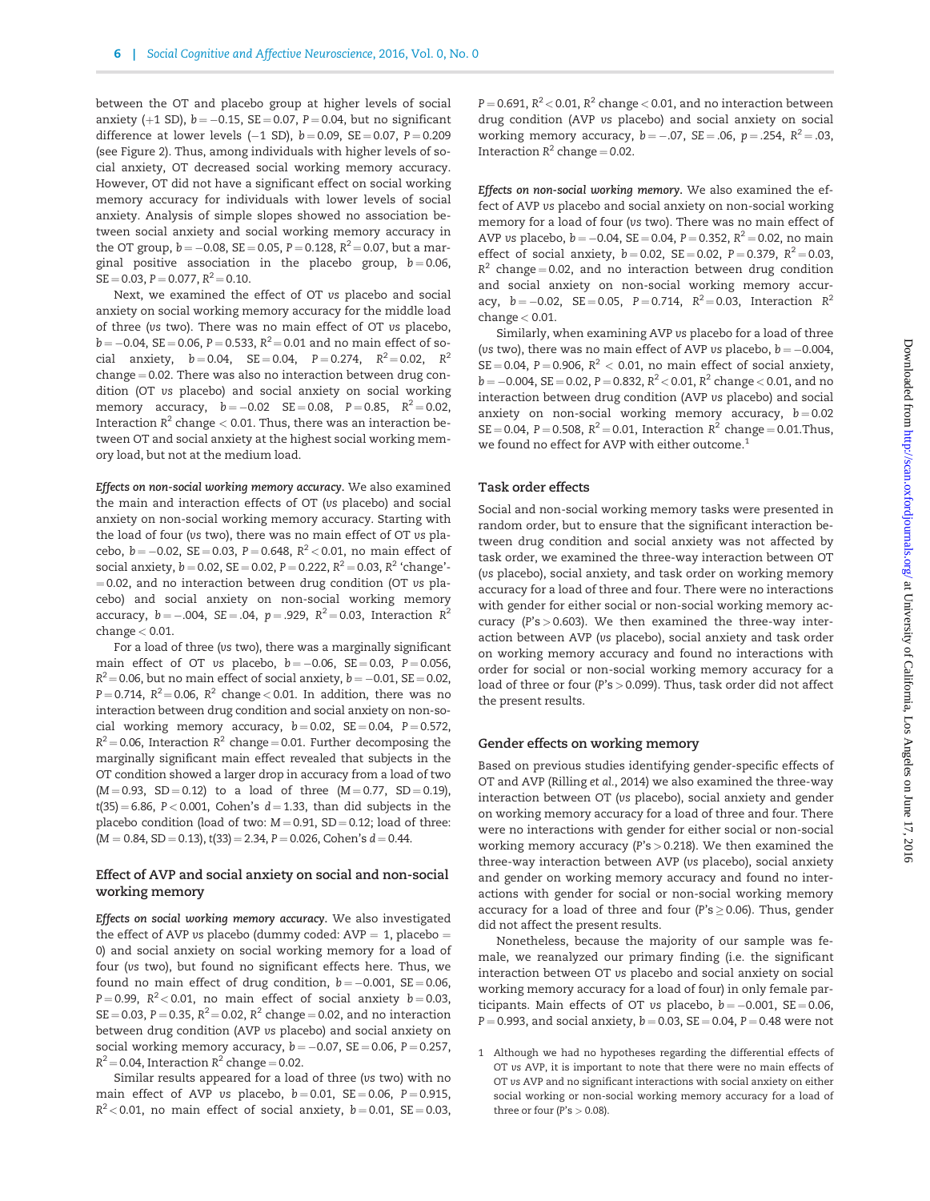between the OT and placebo group at higher levels of social anxiety (+1 SD), $b = -0.15$, SE = 0.07, $P = 0.04$, but no significant difference at lower levels (−1 SD), $b = 0.09$, SE = 0.07, $P = 0.209$ (see Figure 2). Thus, among individuals with higher levels of social anxiety, OT decreased social working memory accuracy. However, OT did not have a significant effect on social working memory accuracy for individuals with lower levels of social anxiety. Analysis of simple slopes showed no association between social anxiety and social working memory accuracy in the OT group, $b = -0.08$, SE = 0.05, $P = 0.128$, $R^2 = 0.07$, but a marginal positive association in the placebo group, $b = 0.06$, SE = 0.03, $P = 0.077$, $R^2 = 0.10$.

Next, we examined the effect of OT *vs* placebo and social anxiety on social working memory accuracy for the middle load of three (*vs* two). There was no main effect of OT *vs* placebo, $b = -0.04$, SE = 0.06, $P = 0.533$, $R^2 = 0.01$ and no main effect of social anxiety, $b = 0.04$, SE = 0.04, $P = 0.274$, $R^2 = 0.02$, $R^2$ change = 0.02. There was also no interaction between drug condition (OT *vs* placebo) and social anxiety on social working memory accuracy, $b = -0.02$ SE = 0.08, $P = 0.85$, $R^2 = 0.02$, Interaction $R^2$ change < 0.01. Thus, there was an interaction between OT and social anxiety at the highest social working memory load, but not at the medium load.

*Effects on non-social working memory accuracy.* We also examined the main and interaction effects of OT (*vs* placebo) and social anxiety on non-social working memory accuracy. Starting with the load of four (*vs* two), there was no main effect of OT *vs* placebo, $b = -0.02$, SE = 0.03, $P = 0.648$, $R^2 < 0.01$, no main effect of social anxiety, $b = 0.02$, SE = 0.02, $P = 0.222$, $R^2 = 0.03$, $R^2$ 'change' = 0.02, and no interaction between drug condition (OT *vs* placebo) and social anxiety on non-social working memory accuracy, $b = -.004$, SE = .04, $p = .929$, $R^2 = 0.03$, Interaction $R^2$ change < 0.01.

For a load of three (*vs* two), there was a marginally significant main effect of OT *vs* placebo, $b = -0.06$, SE = 0.03, $P = 0.056$, $R^2 = 0.06$, but no main effect of social anxiety, $b = -0.01$, SE = 0.02, $P = 0.714$, $R^2 = 0.06$, $R^2$ change < 0.01. In addition, there was no interaction between drug condition and social anxiety on non-social working memory accuracy, $b = 0.02$, SE = 0.04, $P = 0.572$, $R^2 = 0.06$, Interaction $R^2$ change = 0.01. Further decomposing the marginally significant main effect revealed that subjects in the OT condition showed a larger drop in accuracy from a load of two ($M = 0.93$, SD = 0.12) to a load of three ($M = 0.77$, SD = 0.19), $t(35) = 6.86$, $P < 0.001$, Cohen's $d = 1.33$, than did subjects in the placebo condition (load of two: $M = 0.91$, SD = 0.12; load of three: ($M = 0.84$, SD = 0.13), $t(33) = 2.34$, $P = 0.026$, Cohen's $d = 0.44$.

### Effect of AVP and social anxiety on social and non-social working memory

*Effects on social working memory accuracy.* We also investigated the effect of AVP *vs* placebo (dummy coded: AVP = 1, placebo = 0) and social anxiety on social working memory for a load of four (*vs* two), but found no significant effects here. Thus, we found no main effect of drug condition, $b = -0.001$, SE = 0.06, $P = 0.99$, $R^2 < 0.01$, no main effect of social anxiety $b = 0.03$, SE = 0.03, $P = 0.35$, $R^2 = 0.02$, $R^2$ change = 0.02, and no interaction between drug condition (AVP *vs* placebo) and social anxiety on social working memory accuracy, $b = -0.07$, SE = 0.06, $P = 0.257$, $R^2 = 0.04$, Interaction $R^2$ change = 0.02.

Similar results appeared for a load of three (*vs* two) with no main effect of AVP *vs* placebo, $b = 0.01$, SE = 0.06, $P = 0.915$, $R^2 < 0.01$, no main effect of social anxiety, $b = 0.01$, SE = 0.03, $P = 0.691$, $R^2 < 0.01$, $R^2$ change < 0.01, and no interaction between drug condition (AVP *vs* placebo) and social anxiety on social working memory accuracy, $b = -.07$, SE = .06, $p = .254$, $R^2 = .03$, Interaction $R^2$ change = 0.02.

*Effects on non-social working memory.* We also examined the effect of AVP *vs* placebo and social anxiety on non-social working memory for a load of four (*vs* two). There was no main effect of AVP *vs* placebo, $b = -0.04$, SE = 0.04, $P = 0.352$, $R^2 = 0.02$, no main effect of social anxiety, $b = 0.02$, SE = 0.02, $P = 0.379$, $R^2 = 0.03$, $R^2$ change = 0.02, and no interaction between drug condition and social anxiety on non-social working memory accuracy, $b = -0.02$, SE = 0.05, $P = 0.714$, $R^2 = 0.03$, Interaction $R^2$ change < 0.01.

Similarly, when examining AVP *vs* placebo for a load of three (*vs* two), there was no main effect of AVP *vs* placebo, $b = -0.004$, SE = 0.04, $P = 0.906$, $R^2 < 0.01$, no main effect of social anxiety, $b = -0.004$, SE = 0.02, $P = 0.832$, $R^2 < 0.01$, $R^2$ change < 0.01, and no interaction between drug condition (AVP *vs* placebo) and social anxiety on non-social working memory accuracy, $b = 0.02$ SE = 0.04, $P = 0.508$, $R^2 = 0.01$, Interaction $R^2$ change = 0.01.Thus, we found no effect for AVP with either outcome.[1]

### Task order effects

Social and non-social working memory tasks were presented in random order, but to ensure that the significant interaction between drug condition and social anxiety was not affected by task order, we examined the three-way interaction between OT (*vs* placebo), social anxiety, and task order on working memory accuracy for a load of three and four. There were no interactions with gender for either social or non-social working memory accuracy ($P$'s > 0.603). We then examined the three-way interaction between AVP (*vs* placebo), social anxiety and task order on working memory accuracy and found no interactions with order for social or non-social working memory accuracy for a load of three or four ($P$'s > 0.099). Thus, task order did not affect the present results.

### Gender effects on working memory

Based on previous studies identifying gender-specific effects of OT and AVP (Rilling *et al.*, 2014) we also examined the three-way interaction between OT (*vs* placebo), social anxiety and gender on working memory accuracy for a load of three and four. There were no interactions with gender for either social or non-social working memory accuracy ($P$'s > 0.218). We then examined the three-way interaction between AVP (*vs* placebo), social anxiety and gender on working memory accuracy and found no interactions with gender for social or non-social working memory accuracy for a load of three and four ($P$'s ≥ 0.06). Thus, gender did not affect the present results.

Nonetheless, because the majority of our sample was female, we reanalyzed our primary finding (i.e. the significant interaction between OT *vs* placebo and social anxiety on social working memory accuracy for a load of four) in only female participants. Main effects of OT *vs* placebo, $b = -0.001$, SE = 0.06, $P = 0.993$, and social anxiety, $b = 0.03$, SE = 0.04, $P = 0.48$ were not

1 Although we had no hypotheses regarding the differential effects of OT *vs* AVP, it is important to note that there were no main effects of OT *vs* AVP and no significant interactions with social anxiety on either social working or non-social working memory accuracy for a load of three or four ($P$'s > 0.08).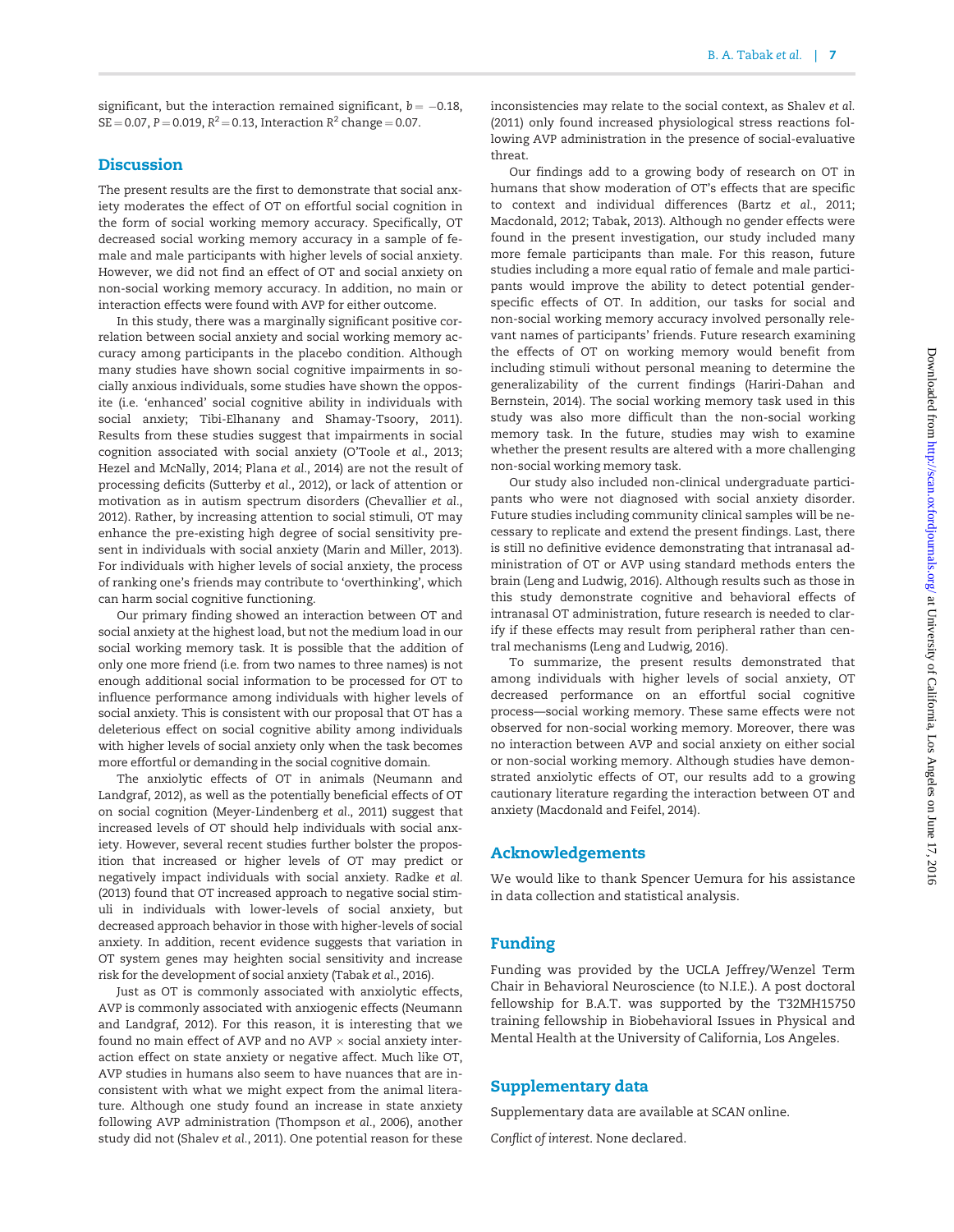significant, but the interaction remained significant, $b = -0.18$, $SE = 0.07$, $P = 0.019$, $R^2 = 0.13$, Interaction $R^2$ change $= 0.07$.

## Discussion

The present results are the first to demonstrate that social anxiety moderates the effect of OT on effortful social cognition in the form of social working memory accuracy. Specifically, OT decreased social working memory accuracy in a sample of female and male participants with higher levels of social anxiety. However, we did not find an effect of OT and social anxiety on non-social working memory accuracy. In addition, no main or interaction effects were found with AVP for either outcome.

In this study, there was a marginally significant positive correlation between social anxiety and social working memory accuracy among participants in the placebo condition. Although many studies have shown social cognitive impairments in socially anxious individuals, some studies have shown the opposite (i.e. 'enhanced' social cognitive ability in individuals with social anxiety; Tibi-Elhanany and Shamay-Tsoory, 2011). Results from these studies suggest that impairments in social cognition associated with social anxiety (O'Toole *et al.*, 2013; Hezel and McNally, 2014; Plana *et al.*, 2014) are not the result of processing deficits (Sutterby *et al.*, 2012), or lack of attention or motivation as in autism spectrum disorders (Chevallier *et al.*, 2012). Rather, by increasing attention to social stimuli, OT may enhance the pre-existing high degree of social sensitivity present in individuals with social anxiety (Marin and Miller, 2013). For individuals with higher levels of social anxiety, the process of ranking one's friends may contribute to 'overthinking', which can harm social cognitive functioning.

Our primary finding showed an interaction between OT and social anxiety at the highest load, but not the medium load in our social working memory task. It is possible that the addition of only one more friend (i.e. from two names to three names) is not enough additional social information to be processed for OT to influence performance among individuals with higher levels of social anxiety. This is consistent with our proposal that OT has a deleterious effect on social cognitive ability among individuals with higher levels of social anxiety only when the task becomes more effortful or demanding in the social cognitive domain.

The anxiolytic effects of OT in animals (Neumann and Landgraf, 2012), as well as the potentially beneficial effects of OT on social cognition (Meyer-Lindenberg *et al.*, 2011) suggest that increased levels of OT should help individuals with social anxiety. However, several recent studies further bolster the proposition that increased or higher levels of OT may predict or negatively impact individuals with social anxiety. Radke *et al.* (2013) found that OT increased approach to negative social stimuli in individuals with lower-levels of social anxiety, but decreased approach behavior in those with higher-levels of social anxiety. In addition, recent evidence suggests that variation in OT system genes may heighten social sensitivity and increase risk for the development of social anxiety (Tabak *et al.*, 2016).

Just as OT is commonly associated with anxiolytic effects, AVP is commonly associated with anxiogenic effects (Neumann and Landgraf, 2012). For this reason, it is interesting that we found no main effect of AVP and no AVP × social anxiety interaction effect on state anxiety or negative affect. Much like OT, AVP studies in humans also seem to have nuances that are inconsistent with what we might expect from the animal literature. Although one study found an increase in state anxiety following AVP administration (Thompson *et al.*, 2006), another study did not (Shalev *et al.*, 2011). One potential reason for these inconsistencies may relate to the social context, as Shalev *et al.* (2011) only found increased physiological stress reactions following AVP administration in the presence of social-evaluative threat.

Our findings add to a growing body of research on OT in humans that show moderation of OT's effects that are specific to context and individual differences (Bartz *et al.*, 2011; Macdonald, 2012; Tabak, 2013). Although no gender effects were found in the present investigation, our study included many more female participants than male. For this reason, future studies including a more equal ratio of female and male participants would improve the ability to detect potential gender-specific effects of OT. In addition, our tasks for social and non-social working memory accuracy involved personally relevant names of participants' friends. Future research examining the effects of OT on working memory would benefit from including stimuli without personal meaning to determine the generalizability of the current findings (Hariri-Dahan and Bernstein, 2014). The social working memory task used in this study was also more difficult than the non-social working memory task. In the future, studies may wish to examine whether the present results are altered with a more challenging non-social working memory task.

Our study also included non-clinical undergraduate participants who were not diagnosed with social anxiety disorder. Future studies including community clinical samples will be necessary to replicate and extend the present findings. Last, there is still no definitive evidence demonstrating that intranasal administration of OT or AVP using standard methods enters the brain (Leng and Ludwig, 2016). Although results such as those in this study demonstrate cognitive and behavioral effects of intranasal OT administration, future research is needed to clarify if these effects may result from peripheral rather than central mechanisms (Leng and Ludwig, 2016).

To summarize, the present results demonstrated that among individuals with higher levels of social anxiety, OT decreased performance on an effortful social cognitive process—social working memory. These same effects were not observed for non-social working memory. Moreover, there was no interaction between AVP and social anxiety on either social or non-social working memory. Although studies have demonstrated anxiolytic effects of OT, our results add to a growing cautionary literature regarding the interaction between OT and anxiety (Macdonald and Feifel, 2014).

## Acknowledgements

We would like to thank Spencer Uemura for his assistance in data collection and statistical analysis.

## Funding

Funding was provided by the UCLA Jeffrey/Wenzel Term Chair in Behavioral Neuroscience (to N.I.E.). A post doctoral fellowship for B.A.T. was supported by the T32MH15750 training fellowship in Biobehavioral Issues in Physical and Mental Health at the University of California, Los Angeles.

## Supplementary data

Supplementary data are available at *SCAN* online.

*Conflict of interest*. None declared.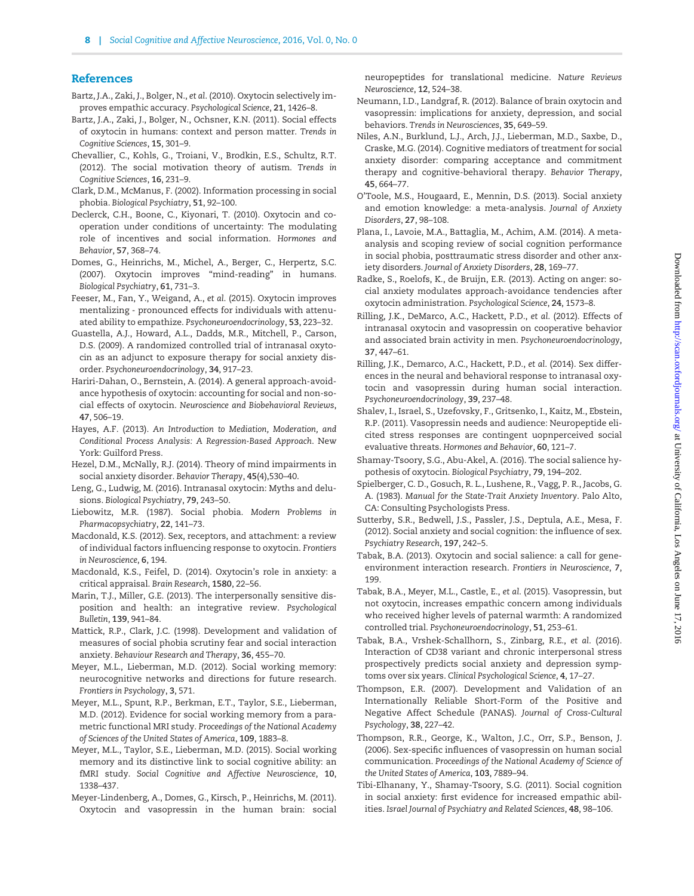## References

Bartz, J.A., Zaki, J., Bolger, N., *et al.* (2010). Oxytocin selectively improves empathic accuracy. *Psychological Science*, **21**, 1426–8.

Bartz, J.A., Zaki, J., Bolger, N., Ochsner, K.N. (2011). Social effects of oxytocin in humans: context and person matter. *Trends in Cognitive Sciences*, **15**, 301–9.

Chevallier, C., Kohls, G., Troiani, V., Brodkin, E.S., Schultz, R.T. (2012). The social motivation theory of autism. *Trends in Cognitive Sciences*, **16**, 231–9.

Clark, D.M., McManus, F. (2002). Information processing in social phobia. *Biological Psychiatry*, **51**, 92–100.

Declerck, C.H., Boone, C., Kiyonari, T. (2010). Oxytocin and cooperation under conditions of uncertainty: The modulating role of incentives and social information. *Hormones and Behavior*, **57**, 368–74.

Domes, G., Heinrichs, M., Michel, A., Berger, C., Herpertz, S.C. (2007). Oxytocin improves "mind-reading" in humans. *Biological Psychiatry*, **61**, 731–3.

Feeser, M., Fan, Y., Weigand, A., *et al.* (2015). Oxytocin improves mentalizing - pronounced effects for individuals with attenuated ability to empathize. *Psychoneuroendocrinology*, **53**, 223–32.

Guastella, A.J., Howard, A.L., Dadds, M.R., Mitchell, P., Carson, D.S. (2009). A randomized controlled trial of intranasal oxytocin as an adjunct to exposure therapy for social anxiety disorder. *Psychoneuroendocrinology*, **34**, 917–23.

Hariri-Dahan, O., Bernstein, A. (2014). A general approach-avoidance hypothesis of oxytocin: accounting for social and non-social effects of oxytocin. *Neuroscience and Biobehavioral Reviews*, **47**, 506–19.

Hayes, A.F. (2013). *An Introduction to Mediation, Moderation, and Conditional Process Analysis: A Regression-Based Approach*. New York: Guilford Press.

Hezel, D.M., McNally, R.J. (2014). Theory of mind impairments in social anxiety disorder. *Behavior Therapy*, **45**(4),530–40.

Leng, G., Ludwig, M. (2016). Intranasal oxytocin: Myths and delusions. *Biological Psychiatry*, **79**, 243–50.

Liebowitz, M.R. (1987). Social phobia. *Modern Problems in Pharmacopsychiatry*, **22**, 141–73.

Macdonald, K.S. (2012). Sex, receptors, and attachment: a review of individual factors influencing response to oxytocin. *Frontiers in Neuroscience*, **6**, 194.

Macdonald, K.S., Feifel, D. (2014). Oxytocin's role in anxiety: a critical appraisal. *Brain Research*, **1580**, 22–56.

Marin, T.J., Miller, G.E. (2013). The interpersonally sensitive disposition and health: an integrative review. *Psychological Bulletin*, **139**, 941–84.

Mattick, R.P., Clark, J.C. (1998). Development and validation of measures of social phobia scrutiny fear and social interaction anxiety. *Behaviour Research and Therapy*, **36**, 455–70.

Meyer, M.L., Lieberman, M.D. (2012). Social working memory: neurocognitive networks and directions for future research. *Frontiers in Psychology*, **3**, 571.

Meyer, M.L., Spunt, R.P., Berkman, E.T., Taylor, S.E., Lieberman, M.D. (2012). Evidence for social working memory from a parametric functional MRI study. *Proceedings of the National Academy of Sciences of the United States of America*, **109**, 1883–8.

Meyer, M.L., Taylor, S.E., Lieberman, M.D. (2015). Social working memory and its distinctive link to social cognitive ability: an fMRI study. *Social Cognitive and Affective Neuroscience*, **10**, 1338–437.

Meyer-Lindenberg, A., Domes, G., Kirsch, P., Heinrichs, M. (2011). Oxytocin and vasopressin in the human brain: social neuropeptides for translational medicine. *Nature Reviews Neuroscience*, **12**, 524–38.

Neumann, I.D., Landgraf, R. (2012). Balance of brain oxytocin and vasopressin: implications for anxiety, depression, and social behaviors. *Trends in Neurosciences*, **35**, 649–59.

Niles, A.N., Burklund, L.J., Arch, J.J., Lieberman, M.D., Saxbe, D., Craske, M.G. (2014). Cognitive mediators of treatment for social anxiety disorder: comparing acceptance and commitment therapy and cognitive-behavioral therapy. *Behavior Therapy*, **45**, 664–77.

O'Toole, M.S., Hougaard, E., Mennin, D.S. (2013). Social anxiety and emotion knowledge: a meta-analysis. *Journal of Anxiety Disorders*, **27**, 98–108.

Plana, I., Lavoie, M.A., Battaglia, M., Achim, A.M. (2014). A meta-analysis and scoping review of social cognition performance in social phobia, posttraumatic stress disorder and other anxiety disorders. *Journal of Anxiety Disorders*, **28**, 169–77.

Radke, S., Roelofs, K., de Bruijn, E.R. (2013). Acting on anger: social anxiety modulates approach-avoidance tendencies after oxytocin administration. *Psychological Science*, **24**, 1573–8.

Rilling, J.K., DeMarco, A.C., Hackett, P.D., *et al.* (2012). Effects of intranasal oxytocin and vasopressin on cooperative behavior and associated brain activity in men. *Psychoneuroendocrinology*, **37**, 447–61.

Rilling, J.K., Demarco, A.C., Hackett, P.D., *et al.* (2014). Sex differences in the neural and behavioral response to intranasal oxytocin and vasopressin during human social interaction. *Psychoneuroendocrinology*, **39**, 237–48.

Shalev, I., Israel, S., Uzefovsky, F., Gritsenko, I., Kaitz, M., Ebstein, R.P. (2011). Vasopressin needs and audience: Neuropeptide elicited stress responses are contingent uopnperceived social evaluative threats. *Hormones and Behavior*, **60**, 121–7.

Shamay-Tsoory, S.G., Abu-Akel, A. (2016). The social salience hypothesis of oxytocin. *Biological Psychiatry*, **79**, 194–202.

Spielberger, C. D., Gosuch, R. L., Lushene, R., Vagg, P. R., Jacobs, G. A. (1983). *Manual for the State-Trait Anxiety Inventory*. Palo Alto, CA: Consulting Psychologists Press.

Sutterby, S.R., Bedwell, J.S., Passler, J.S., Deptula, A.E., Mesa, F. (2012). Social anxiety and social cognition: the influence of sex. *Psychiatry Research*, **197**, 242–5.

Tabak, B.A. (2013). Oxytocin and social salience: a call for gene-environment interaction research. *Frontiers in Neuroscience*, **7**, 199.

Tabak, B.A., Meyer, M.L., Castle, E., *et al.* (2015). Vasopressin, but not oxytocin, increases empathic concern among individuals who received higher levels of paternal warmth: A randomized controlled trial. *Psychoneuroendocrinology*, **51**, 253–61.

Tabak, B.A., Vrshek-Schallhorn, S., Zinbarg, R.E., *et al.* (2016). Interaction of CD38 variant and chronic interpersonal stress prospectively predicts social anxiety and depression symptoms over six years. *Clinical Psychological Science*, **4**, 17–27.

Thompson, E.R. (2007). Development and Validation of an Internationally Reliable Short-Form of the Positive and Negative Affect Schedule (PANAS). *Journal of Cross-Cultural Psychology*, **38**, 227–42.

Thompson, R.R., George, K., Walton, J.C., Orr, S.P., Benson, J. (2006). Sex-specific influences of vasopressin on human social communication. *Proceedings of the National Academy of Science of the United States of America*, **103**, 7889–94.

Tibi-Elhanany, Y., Shamay-Tsoory, S.G. (2011). Social cognition in social anxiety: first evidence for increased empathic abilities. *Israel Journal of Psychiatry and Related Sciences*, **48**, 98–106.